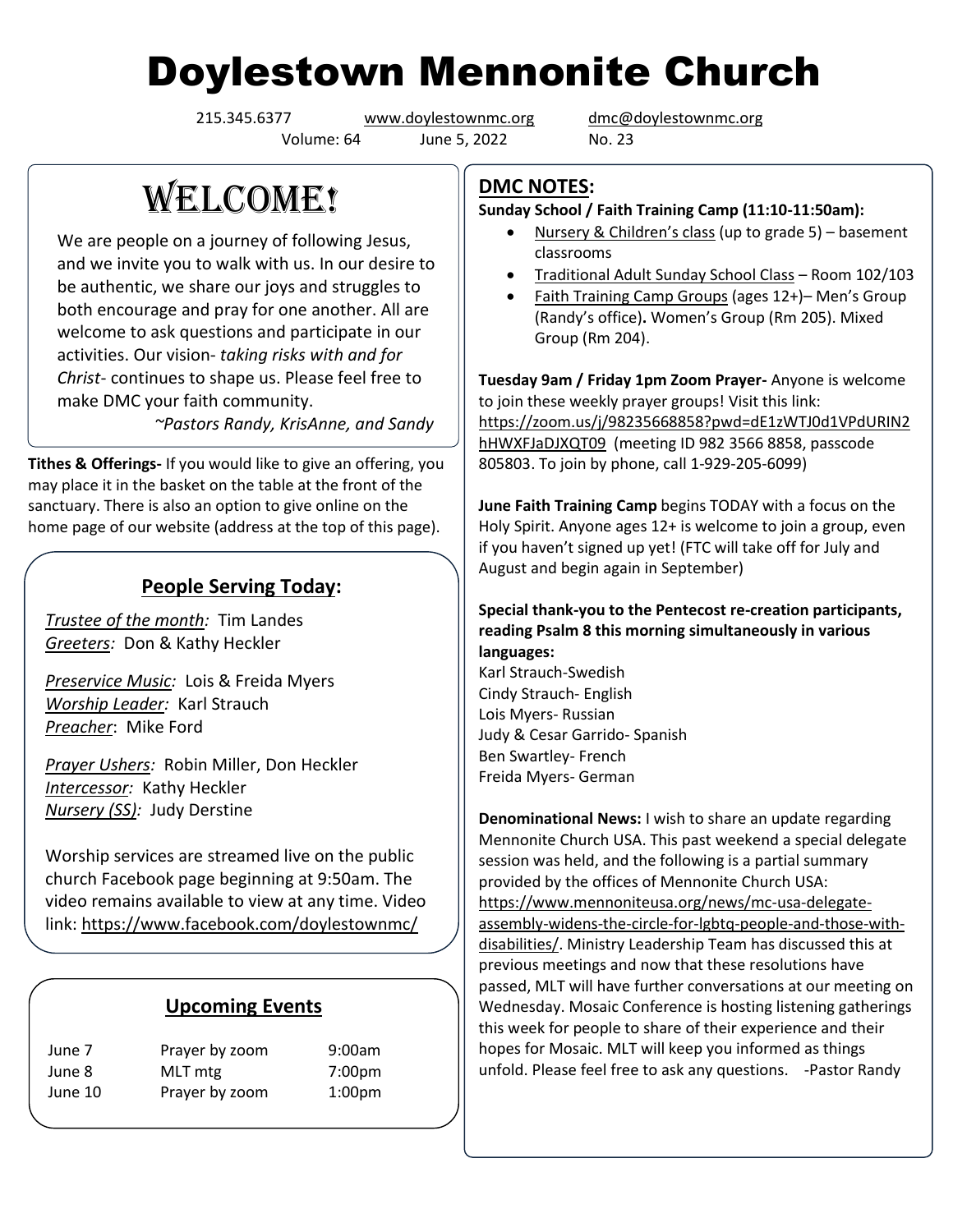# Doylestown Mennonite Church

215.345.6377 www.doylestownmc.org dmc@doylestownmc.org

Volume: 64 June 5, 2022 No. 23

## WELCOME!

We are people on a journey of following Jesus, and we invite you to walk with us. In our desire to be authentic, we share our joys and struggles to both encourage and pray for one another. All are welcome to ask questions and participate in our activities. Our vision- *taking risks with and for Christ*- continues to shape us. Please feel free to make DMC your faith community.

*~Pastors Randy, KrisAnne, and Sandy*

**Tithes & Offerings-** If you would like to give an offering, you may place it in the basket on the table at the front of the sanctuary. There is also an option to give online on the home page of our website (address at the top of this page).

### People Serving Today:

*Trustee of the month:* Tim Landes
*Greeters:* Don & Kathy Heckler

*Preservice Music:* Lois & Freida Myers
*Worship Leader:* Karl Strauch
*Preacher*: Mike Ford

*Prayer Ushers:* Robin Miller, Don Heckler
*Intercessor:* Kathy Heckler
*Nursery (SS):* Judy Derstine

Worship services are streamed live on the public church Facebook page beginning at 9:50am. The video remains available to view at any time. Video link: https://www.facebook.com/doylestownmc/

### Upcoming Events

| | | |
|---|---|---|
| June 7 | Prayer by zoom | 9:00am |
| June 8 | MLT mtg | 7:00pm |
| June 10 | Prayer by zoom | 1:00pm |

## DMC NOTES:

**Sunday School / Faith Training Camp (11:10-11:50am):**

- Nursery & Children's class (up to grade 5) – basement classrooms
- Traditional Adult Sunday School Class – Room 102/103
- Faith Training Camp Groups (ages 12+)– Men's Group (Randy's office). Women's Group (Rm 205). Mixed Group (Rm 204).

**Tuesday 9am / Friday 1pm Zoom Prayer-** Anyone is welcome to join these weekly prayer groups! Visit this link: https://zoom.us/j/98235668858?pwd=dE1zWTJ0d1VPdURIN2hHWXFJaDJXQT09 (meeting ID 982 3566 8858, passcode 805803. To join by phone, call 1-929-205-6099)

**June Faith Training Camp** begins TODAY with a focus on the Holy Spirit. Anyone ages 12+ is welcome to join a group, even if you haven't signed up yet! (FTC will take off for July and August and begin again in September)

**Special thank-you to the Pentecost re-creation participants, reading Psalm 8 this morning simultaneously in various languages:**

Karl Strauch-Swedish
Cindy Strauch- English
Lois Myers- Russian
Judy & Cesar Garrido- Spanish
Ben Swartley- French
Freida Myers- German

**Denominational News:** I wish to share an update regarding Mennonite Church USA. This past weekend a special delegate session was held, and the following is a partial summary provided by the offices of Mennonite Church USA: https://www.mennoniteusa.org/news/mc-usa-delegate-assembly-widens-the-circle-for-lgbtq-people-and-those-with-disabilities/. Ministry Leadership Team has discussed this at previous meetings and now that these resolutions have passed, MLT will have further conversations at our meeting on Wednesday. Mosaic Conference is hosting listening gatherings this week for people to share of their experience and their hopes for Mosaic. MLT will keep you informed as things unfold. Please feel free to ask any questions. -Pastor Randy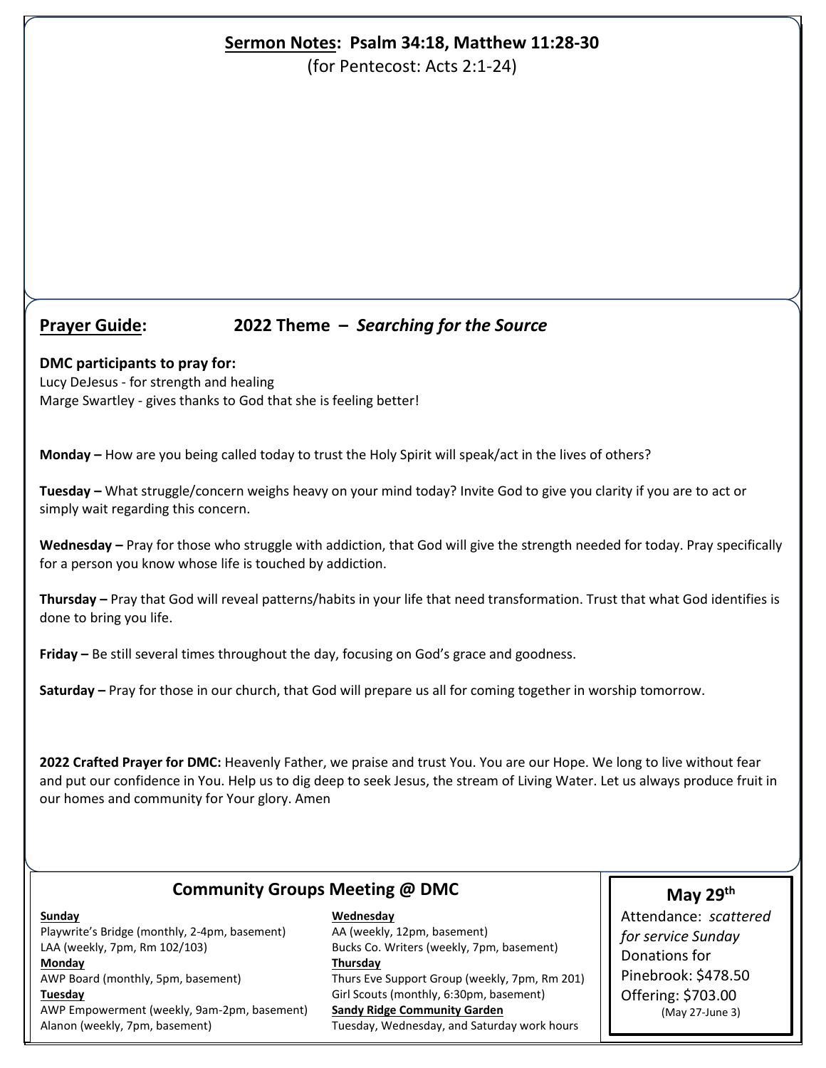## Sermon Notes: Psalm 34:18, Matthew 11:28-30

(for Pentecost: Acts 2:1-24)

## Prayer Guide: 2022 Theme – *Searching for the Source*

**DMC participants to pray for:**
Lucy DeJesus - for strength and healing
Marge Swartley - gives thanks to God that she is feeling better!

**Monday –** How are you being called today to trust the Holy Spirit will speak/act in the lives of others?

**Tuesday –** What struggle/concern weighs heavy on your mind today? Invite God to give you clarity if you are to act or simply wait regarding this concern.

**Wednesday –** Pray for those who struggle with addiction, that God will give the strength needed for today. Pray specifically for a person you know whose life is touched by addiction.

**Thursday –** Pray that God will reveal patterns/habits in your life that need transformation. Trust that what God identifies is done to bring you life.

**Friday –** Be still several times throughout the day, focusing on God's grace and goodness.

**Saturday –** Pray for those in our church, that God will prepare us all for coming together in worship tomorrow.

**2022 Crafted Prayer for DMC:** Heavenly Father, we praise and trust You. You are our Hope. We long to live without fear and put our confidence in You. Help us to dig deep to seek Jesus, the stream of Living Water. Let us always produce fruit in our homes and community for Your glory. Amen

## Community Groups Meeting @ DMC

**Sunday**
Playwrite's Bridge (monthly, 2-4pm, basement)
LAA (weekly, 7pm, Rm 102/103)

**Monday**
AWP Board (monthly, 5pm, basement)

**Tuesday**
AWP Empowerment (weekly, 9am-2pm, basement)
Alanon (weekly, 7pm, basement)

**Wednesday**
AA (weekly, 12pm, basement)
Bucks Co. Writers (weekly, 7pm, basement)

**Thursday**
Thurs Eve Support Group (weekly, 7pm, Rm 201)
Girl Scouts (monthly, 6:30pm, basement)

**Sandy Ridge Community Garden**
Tuesday, Wednesday, and Saturday work hours

## May 29th

Attendance: *scattered for service Sunday*
Donations for Pinebrook: $478.50
Offering: $703.00
(May 27-June 3)